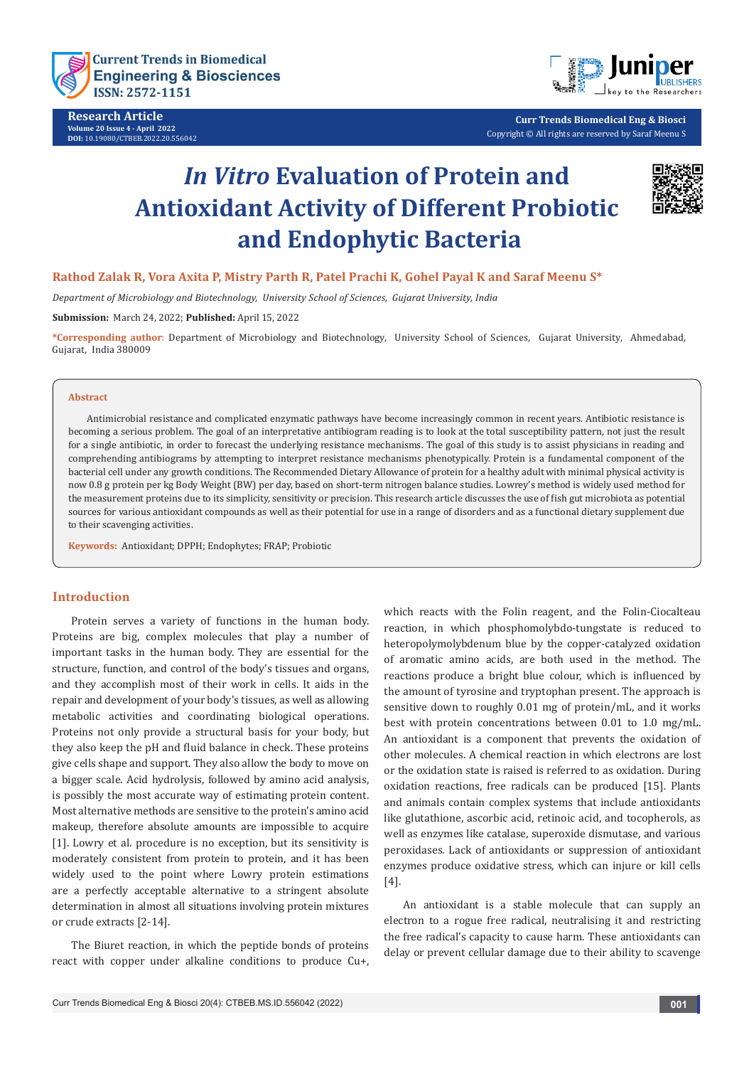# *In Vitro* Evaluation of Protein and Antioxidant Activity of Different Probiotic and Endophytic Bacteria

**Rathod Zalak R, Vora Axita P, Mistry Parth R, Patel Prachi K, Gohel Payal K and Saraf Meenu S***

*Department of Microbiology and Biotechnology, University School of Sciences, Gujarat University, India*

**Submission:** March 24, 2022; **Published:** April 15, 2022

***Corresponding author:** Department of Microbiology and Biotechnology, University School of Sciences, Gujarat University, Ahmedabad, Gujarat, India 380009

**Research Article**
Volume 20 Issue 4 - April 2022
DOI: 10.19080/CTBEB.2022.20.556042

Copyright © All rights are reserved by Saraf Meenu S

## Abstract

Antimicrobial resistance and complicated enzymatic pathways have become increasingly common in recent years. Antibiotic resistance is becoming a serious problem. The goal of an interpretative antibiogram reading is to look at the total susceptibility pattern, not just the result for a single antibiotic, in order to forecast the underlying resistance mechanisms. The goal of this study is to assist physicians in reading and comprehending antibiograms by attempting to interpret resistance mechanisms phenotypically. Protein is a fundamental component of the bacterial cell under any growth conditions. The Recommended Dietary Allowance of protein for a healthy adult with minimal physical activity is now 0.8 g protein per kg Body Weight (BW) per day, based on short-term nitrogen balance studies. Lowrey's method is widely used method for the measurement proteins due to its simplicity, sensitivity or precision. This research article discusses the use of fish gut microbiota as potential sources for various antioxidant compounds as well as their potential for use in a range of disorders and as a functional dietary supplement due to their scavenging activities.

**Keywords:** Antioxidant; DPPH; Endophytes; FRAP; Probiotic

## Introduction

Protein serves a variety of functions in the human body. Proteins are big, complex molecules that play a number of important tasks in the human body. They are essential for the structure, function, and control of the body's tissues and organs, and they accomplish most of their work in cells. It aids in the repair and development of your body's tissues, as well as allowing metabolic activities and coordinating biological operations. Proteins not only provide a structural basis for your body, but they also keep the pH and fluid balance in check. These proteins give cells shape and support. They also allow the body to move on a bigger scale. Acid hydrolysis, followed by amino acid analysis, is possibly the most accurate way of estimating protein content. Most alternative methods are sensitive to the protein's amino acid makeup, therefore absolute amounts are impossible to acquire [1]. Lowry et al. procedure is no exception, but its sensitivity is moderately consistent from protein to protein, and it has been widely used to the point where Lowry protein estimations are a perfectly acceptable alternative to a stringent absolute determination in almost all situations involving protein mixtures or crude extracts [2-14].

The Biuret reaction, in which the peptide bonds of proteins react with copper under alkaline conditions to produce $Cu^{+}$, which reacts with the Folin reagent, and the Folin-Ciocalteau reaction, in which phosphomolybdo-tungstate is reduced to heteropolymolybdenum blue by the copper-catalyzed oxidation of aromatic amino acids, are both used in the method. The reactions produce a bright blue colour, which is influenced by the amount of tyrosine and tryptophan present. The approach is sensitive down to roughly 0.01 mg of protein/mL, and it works best with protein concentrations between 0.01 to 1.0 mg/mL. An antioxidant is a component that prevents the oxidation of other molecules. A chemical reaction in which electrons are lost or the oxidation state is raised is referred to as oxidation. During oxidation reactions, free radicals can be produced [15]. Plants and animals contain complex systems that include antioxidants like glutathione, ascorbic acid, retinoic acid, and tocopherols, as well as enzymes like catalase, superoxide dismutase, and various peroxidases. Lack of antioxidants or suppression of antioxidant enzymes produce oxidative stress, which can injure or kill cells [4].

An antioxidant is a stable molecule that can supply an electron to a rogue free radical, neutralising it and restricting the free radical's capacity to cause harm. These antioxidants can delay or prevent cellular damage due to their ability to scavenge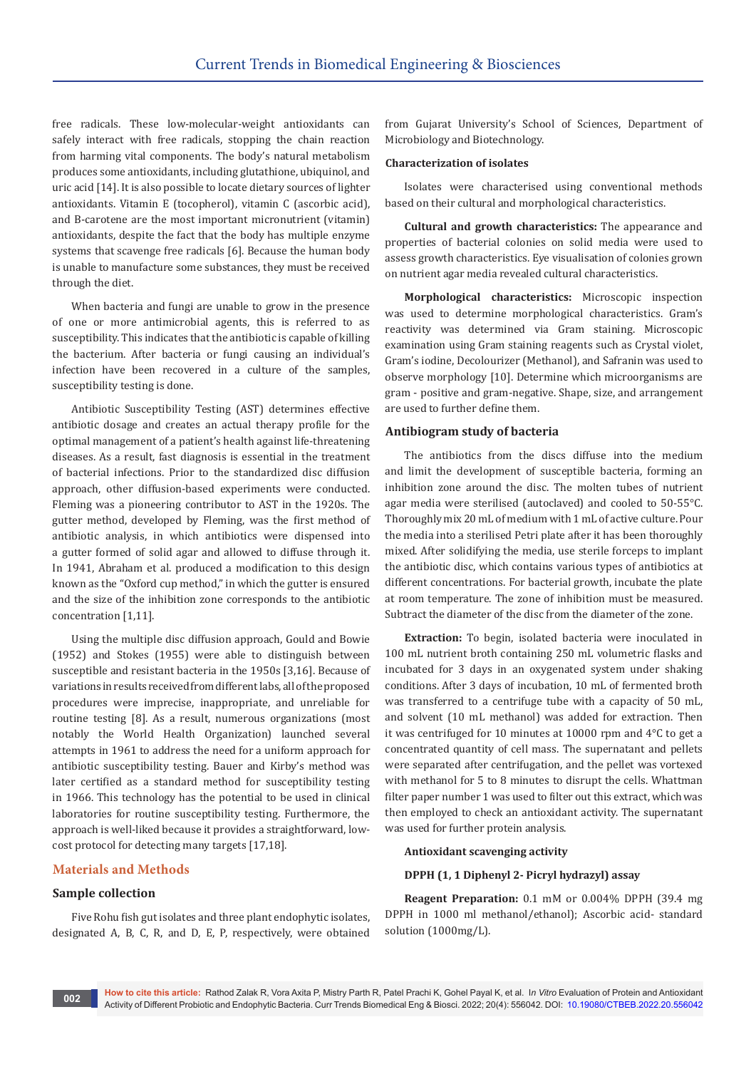free radicals. These low-molecular-weight antioxidants can safely interact with free radicals, stopping the chain reaction from harming vital components. The body's natural metabolism produces some antioxidants, including glutathione, ubiquinol, and uric acid [14]. It is also possible to locate dietary sources of lighter antioxidants. Vitamin E (tocopherol), vitamin C (ascorbic acid), and B-carotene are the most important micronutrient (vitamin) antioxidants, despite the fact that the body has multiple enzyme systems that scavenge free radicals [6]. Because the human body is unable to manufacture some substances, they must be received through the diet.

When bacteria and fungi are unable to grow in the presence of one or more antimicrobial agents, this is referred to as susceptibility. This indicates that the antibiotic is capable of killing the bacterium. After bacteria or fungi causing an individual's infection have been recovered in a culture of the samples, susceptibility testing is done.

Antibiotic Susceptibility Testing (AST) determines effective antibiotic dosage and creates an actual therapy profile for the optimal management of a patient's health against life-threatening diseases. As a result, fast diagnosis is essential in the treatment of bacterial infections. Prior to the standardized disc diffusion approach, other diffusion-based experiments were conducted. Fleming was a pioneering contributor to AST in the 1920s. The gutter method, developed by Fleming, was the first method of antibiotic analysis, in which antibiotics were dispensed into a gutter formed of solid agar and allowed to diffuse through it. In 1941, Abraham et al. produced a modification to this design known as the "Oxford cup method," in which the gutter is ensured and the size of the inhibition zone corresponds to the antibiotic concentration [1,11].

Using the multiple disc diffusion approach, Gould and Bowie (1952) and Stokes (1955) were able to distinguish between susceptible and resistant bacteria in the 1950s [3,16]. Because of variations in results received from different labs, all of the proposed procedures were imprecise, inappropriate, and unreliable for routine testing [8]. As a result, numerous organizations (most notably the World Health Organization) launched several attempts in 1961 to address the need for a uniform approach for antibiotic susceptibility testing. Bauer and Kirby's method was later certified as a standard method for susceptibility testing in 1966. This technology has the potential to be used in clinical laboratories for routine susceptibility testing. Furthermore, the approach is well-liked because it provides a straightforward, low-cost protocol for detecting many targets [17,18].

## Materials and Methods

### Sample collection

Five Rohu fish gut isolates and three plant endophytic isolates, designated A, B, C, R, and D, E, P, respectively, were obtained from Gujarat University's School of Sciences, Department of Microbiology and Biotechnology.

### Characterization of isolates

Isolates were characterised using conventional methods based on their cultural and morphological characteristics.

**Cultural and growth characteristics:** The appearance and properties of bacterial colonies on solid media were used to assess growth characteristics. Eye visualisation of colonies grown on nutrient agar media revealed cultural characteristics.

**Morphological characteristics:** Microscopic inspection was used to determine morphological characteristics. Gram's reactivity was determined via Gram staining. Microscopic examination using Gram staining reagents such as Crystal violet, Gram's iodine, Decolourizer (Methanol), and Safranin was used to observe morphology [10]. Determine which microorganisms are gram - positive and gram-negative. Shape, size, and arrangement are used to further define them.

### Antibiogram study of bacteria

The antibiotics from the discs diffuse into the medium and limit the development of susceptible bacteria, forming an inhibition zone around the disc. The molten tubes of nutrient agar media were sterilised (autoclaved) and cooled to 50-55°C. Thoroughly mix 20 mL of medium with 1 mL of active culture. Pour the media into a sterilised Petri plate after it has been thoroughly mixed. After solidifying the media, use sterile forceps to implant the antibiotic disc, which contains various types of antibiotics at different concentrations. For bacterial growth, incubate the plate at room temperature. The zone of inhibition must be measured. Subtract the diameter of the disc from the diameter of the zone.

**Extraction:** To begin, isolated bacteria were inoculated in 100 mL nutrient broth containing 250 mL volumetric flasks and incubated for 3 days in an oxygenated system under shaking conditions. After 3 days of incubation, 10 mL of fermented broth was transferred to a centrifuge tube with a capacity of 50 mL, and solvent (10 mL methanol) was added for extraction. Then it was centrifuged for 10 minutes at 10000 rpm and 4°C to get a concentrated quantity of cell mass. The supernatant and pellets were separated after centrifugation, and the pellet was vortexed with methanol for 5 to 8 minutes to disrupt the cells. Whattman filter paper number 1 was used to filter out this extract, which was then employed to check an antioxidant activity. The supernatant was used for further protein analysis.

**Antioxidant scavenging activity**

**DPPH (1, 1 Diphenyl 2- Picryl hydrazyl) assay**

**Reagent Preparation:** 0.1 mM or 0.004% DPPH (39.4 mg DPPH in 1000 ml methanol/ethanol); Ascorbic acid- standard solution (1000mg/L).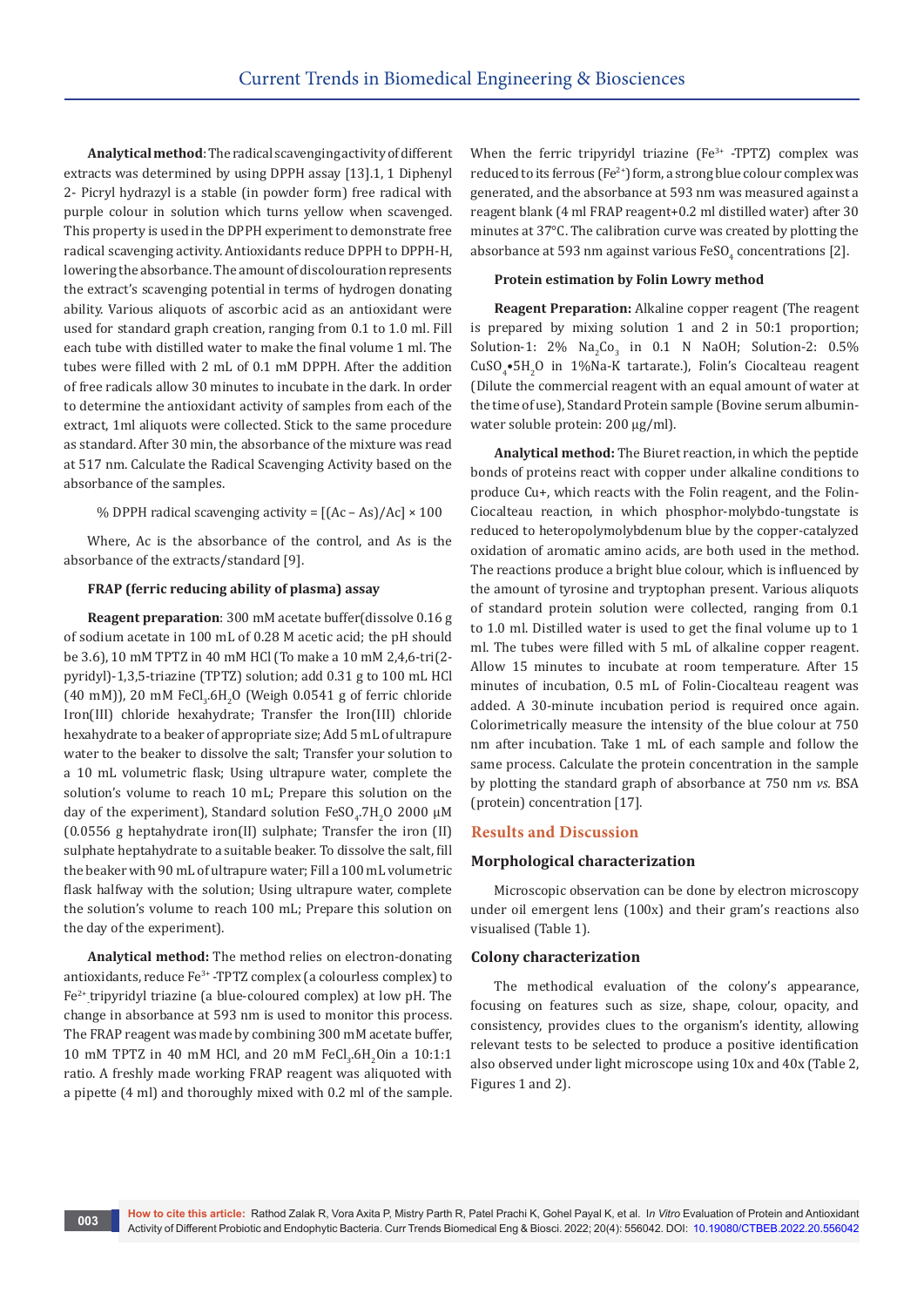**Analytical method**: The radical scavenging activity of different extracts was determined by using DPPH assay [13].1, 1 Diphenyl 2- Picryl hydrazyl is a stable (in powder form) free radical with purple colour in solution which turns yellow when scavenged. This property is used in the DPPH experiment to demonstrate free radical scavenging activity. Antioxidants reduce DPPH to DPPH-H, lowering the absorbance. The amount of discolouration represents the extract's scavenging potential in terms of hydrogen donating ability. Various aliquots of ascorbic acid as an antioxidant were used for standard graph creation, ranging from 0.1 to 1.0 ml. Fill each tube with distilled water to make the final volume 1 ml. The tubes were filled with 2 mL of 0.1 mM DPPH. After the addition of free radicals allow 30 minutes to incubate in the dark. In order to determine the antioxidant activity of samples from each of the extract, 1ml aliquots were collected. Stick to the same procedure as standard. After 30 min, the absorbance of the mixture was read at 517 nm. Calculate the Radical Scavenging Activity based on the absorbance of the samples.

$$\% \text{ DPPH radical scavenging activity} = [(Ac - As)/Ac] \times 100$$

Where, Ac is the absorbance of the control, and As is the absorbance of the extracts/standard [9].

#### FRAP (ferric reducing ability of plasma) assay

**Reagent preparation**: 300 mM acetate buffer(dissolve 0.16 g of sodium acetate in 100 mL of 0.28 M acetic acid; the pH should be 3.6), 10 mM TPTZ in 40 mM HCl (To make a 10 mM 2,4,6-tri(2-pyridyl)-1,3,5-triazine (TPTZ) solution; add 0.31 g to 100 mL HCl (40 mM)), 20 mM $FeCl_3.6H_2O$ (Weigh 0.0541 g of ferric chloride Iron(III) chloride hexahydrate; Transfer the Iron(III) chloride hexahydrate to a beaker of appropriate size; Add 5 mL of ultrapure water to the beaker to dissolve the salt; Transfer your solution to a 10 mL volumetric flask; Using ultrapure water, complete the solution's volume to reach 10 mL; Prepare this solution on the day of the experiment), Standard solution $FeSO_4.7H_2O$ 2000 µM (0.0556 g heptahydrate iron(II) sulphate; Transfer the iron (II) sulphate heptahydrate to a suitable beaker. To dissolve the salt, fill the beaker with 90 mL of ultrapure water; Fill a 100 mL volumetric flask halfway with the solution; Using ultrapure water, complete the solution's volume to reach 100 mL; Prepare this solution on the day of the experiment).

**Analytical method:** The method relies on electron-donating antioxidants, reduce $Fe^{3+}$ -TPTZ complex (a colourless complex) to $Fe^{2+}$ tripyridyl triazine (a blue-coloured complex) at low pH. The change in absorbance at 593 nm is used to monitor this process. The FRAP reagent was made by combining 300 mM acetate buffer, 10 mM TPTZ in 40 mM HCl, and 20 mM $FeCl_3.6H_2O$in a 10:1:1 ratio. A freshly made working FRAP reagent was aliquoted with a pipette (4 ml) and thoroughly mixed with 0.2 ml of the sample. When the ferric tripyridyl triazine ($Fe^{3+}$ -TPTZ) complex was reduced to its ferrous ($Fe^{2+}$) form, a strong blue colour complex was generated, and the absorbance at 593 nm was measured against a reagent blank (4 ml FRAP reagent+0.2 ml distilled water) after 30 minutes at 37°C. The calibration curve was created by plotting the absorbance at 593 nm against various $FeSO_4$ concentrations [2].

#### Protein estimation by Folin Lowry method

**Reagent Preparation:** Alkaline copper reagent (The reagent is prepared by mixing solution 1 and 2 in 50:1 proportion; Solution-1: 2% $Na_2Co_3$ in 0.1 N NaOH; Solution-2: 0.5% $CuSO_4$•$5H_2O$ in 1%Na-K tartarate.), Folin's Ciocalteau reagent (Dilute the commercial reagent with an equal amount of water at the time of use), Standard Protein sample (Bovine serum albumin-water soluble protein: 200 µg/ml).

**Analytical method:** The Biuret reaction, in which the peptide bonds of proteins react with copper under alkaline conditions to produce Cu+, which reacts with the Folin reagent, and the Folin-Ciocalteau reaction, in which phosphor-molybdo-tungstate is reduced to heteropolymolybdenum blue by the copper-catalyzed oxidation of aromatic amino acids, are both used in the method. The reactions produce a bright blue colour, which is influenced by the amount of tyrosine and tryptophan present. Various aliquots of standard protein solution were collected, ranging from 0.1 to 1.0 ml. Distilled water is used to get the final volume up to 1 ml. The tubes were filled with 5 mL of alkaline copper reagent. Allow 15 minutes to incubate at room temperature. After 15 minutes of incubation, 0.5 mL of Folin-Ciocalteau reagent was added. A 30-minute incubation period is required once again. Colorimetrically measure the intensity of the blue colour at 750 nm after incubation. Take 1 mL of each sample and follow the same process. Calculate the protein concentration in the sample by plotting the standard graph of absorbance at 750 nm *vs.* BSA (protein) concentration [17].

## Results and Discussion

### Morphological characterization

Microscopic observation can be done by electron microscopy under oil emergent lens (100x) and their gram's reactions also visualised (Table 1).

### Colony characterization

The methodical evaluation of the colony's appearance, focusing on features such as size, shape, colour, opacity, and consistency, provides clues to the organism's identity, allowing relevant tests to be selected to produce a positive identification also observed under light microscope using 10x and 40x (Table 2, Figures 1 and 2).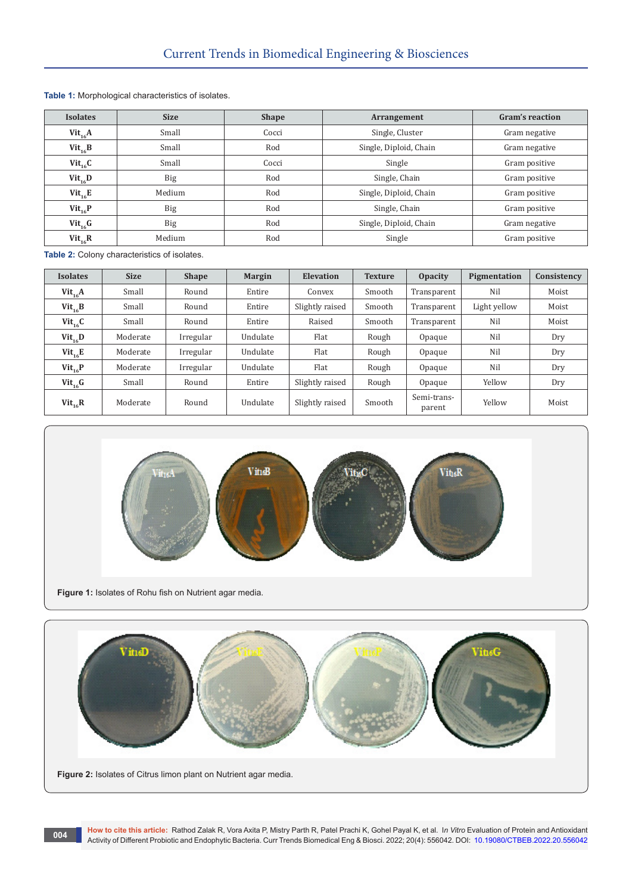**Table 1:** Morphological characteristics of isolates.

| Isolates | Size | Shape | Arrangement | Gram's reaction |
|---|---|---|---|---|
| $Vit_{16}A$ | Small | Cocci | Single, Cluster | Gram negative |
| $Vit_{16}B$ | Small | Rod | Single, Diploid, Chain | Gram negative |
| $Vit_{16}C$ | Small | Cocci | Single | Gram positive |
| $Vit_{16}D$ | Big | Rod | Single, Chain | Gram positive |
| $Vit_{16}E$ | Medium | Rod | Single, Diploid, Chain | Gram positive |
| $Vit_{16}P$ | Big | Rod | Single, Chain | Gram positive |
| $Vit_{16}G$ | Big | Rod | Single, Diploid, Chain | Gram negative |
| $Vit_{16}R$ | Medium | Rod | Single | Gram positive |

**Table 2:** Colony characteristics of isolates.

| Isolates | Size | Shape | Margin | Elevation | Texture | Opacity | Pigmentation | Consistency |
|---|---|---|---|---|---|---|---|---|
| $Vit_{16}A$ | Small | Round | Entire | Convex | Smooth | Transparent | Nil | Moist |
| $Vit_{16}B$ | Small | Round | Entire | Slightly raised | Smooth | Transparent | Light yellow | Moist |
| $Vit_{16}C$ | Small | Round | Entire | Raised | Smooth | Transparent | Nil | Moist |
| $Vit_{16}D$ | Moderate | Irregular | Undulate | Flat | Rough | Opaque | Nil | Dry |
| $Vit_{16}E$ | Moderate | Irregular | Undulate | Flat | Rough | Opaque | Nil | Dry |
| $Vit_{16}P$ | Moderate | Irregular | Undulate | Flat | Rough | Opaque | Nil | Dry |
| $Vit_{16}G$ | Small | Round | Entire | Slightly raised | Rough | Opaque | Yellow | Dry |
| $Vit_{16}R$ | Moderate | Round | Undulate | Slightly raised | Smooth | Semi-transparent | Yellow | Moist |

**Figure 1:** Isolates of Rohu fish on Nutrient agar media.

**Figure 2:** Isolates of Citrus limon plant on Nutrient agar media.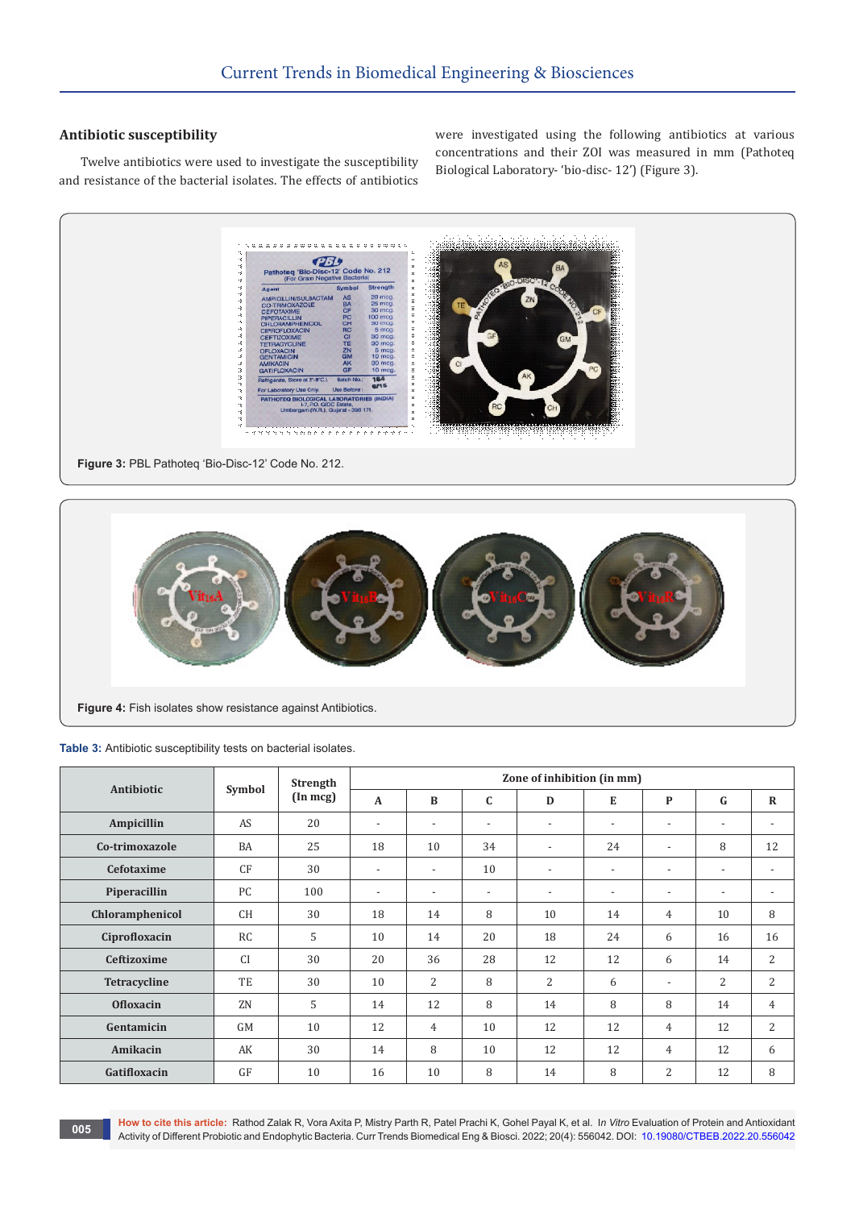## Antibiotic susceptibility

Twelve antibiotics were used to investigate the susceptibility and resistance of the bacterial isolates. The effects of antibiotics were investigated using the following antibiotics at various concentrations and their ZOI was measured in mm (Pathoteq Biological Laboratory- 'bio-disc- 12') (Figure 3).

**Figure 3:** PBL Pathoteq 'Bio-Disc-12' Code No. 212.

**Figure 4:** Fish isolates show resistance against Antibiotics.

**Table 3:** Antibiotic susceptibility tests on bacterial isolates.

| Antibiotic | Symbol | Strength (In mcg) | Zone of inhibition (in mm) | | | | | | | |
|---|---|---|---|---|---|---|---|---|---|---|
| | | | A | B | C | D | E | P | G | R |
| Ampicillin | AS | 20 | - | - | - | - | - | - | - | - |
| Co-trimoxazole | BA | 25 | 18 | 10 | 34 | - | 24 | - | 8 | 12 |
| Cefotaxime | CF | 30 | - | - | 10 | - | - | - | - | - |
| Piperacillin | PC | 100 | - | - | - | - | - | - | - | - |
| Chloramphenicol | CH | 30 | 18 | 14 | 8 | 10 | 14 | 4 | 10 | 8 |
| Ciprofloxacin | RC | 5 | 10 | 14 | 20 | 18 | 24 | 6 | 16 | 16 |
| Ceftizoxime | CI | 30 | 20 | 36 | 28 | 12 | 12 | 6 | 14 | 2 |
| Tetracycline | TE | 30 | 10 | 2 | 8 | 2 | 6 | - | 2 | 2 |
| Ofloxacin | ZN | 5 | 14 | 12 | 8 | 14 | 8 | 8 | 14 | 4 |
| Gentamicin | GM | 10 | 12 | 4 | 10 | 12 | 12 | 4 | 12 | 2 |
| Amikacin | AK | 30 | 14 | 8 | 10 | 12 | 12 | 4 | 12 | 6 |
| Gatifloxacin | GF | 10 | 16 | 10 | 8 | 14 | 8 | 2 | 12 | 8 |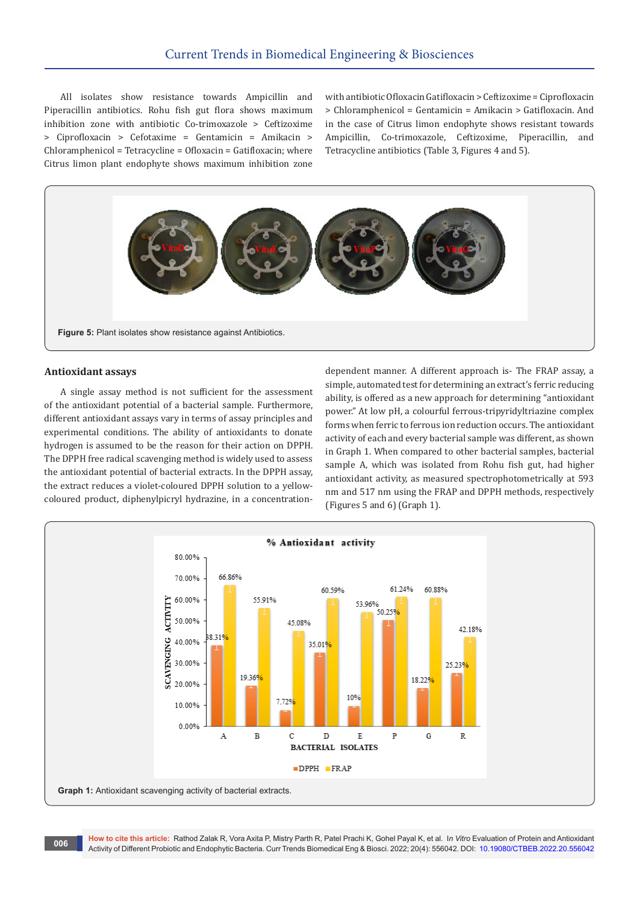All isolates show resistance towards Ampicillin and Piperacillin antibiotics. Rohu fish gut flora shows maximum inhibition zone with antibiotic Co-trimoxazole > Ceftizoxime > Ciprofloxacin > Cefotaxime = Gentamicin = Amikacin > Chloramphenicol = Tetracycline = Ofloxacin = Gatifloxacin; where Citrus limon plant endophyte shows maximum inhibition zone with antibiotic Ofloxacin Gatifloxacin > Ceftizoxime = Ciprofloxacin > Chloramphenicol = Gentamicin = Amikacin > Gatifloxacin. And in the case of Citrus limon endophyte shows resistant towards Ampicillin, Co-trimoxazole, Ceftizoxime, Piperacillin, and Tetracycline antibiotics (Table 3, Figures 4 and 5).

**Figure 5:** Plant isolates show resistance against Antibiotics.

## Antioxidant assays

A single assay method is not sufficient for the assessment of the antioxidant potential of a bacterial sample. Furthermore, different antioxidant assays vary in terms of assay principles and experimental conditions. The ability of antioxidants to donate hydrogen is assumed to be the reason for their action on DPPH. The DPPH free radical scavenging method is widely used to assess the antioxidant potential of bacterial extracts. In the DPPH assay, the extract reduces a violet-coloured DPPH solution to a yellow-coloured product, diphenylpicryl hydrazine, in a concentration-dependent manner. A different approach is- The FRAP assay, a simple, automated test for determining an extract's ferric reducing ability, is offered as a new approach for determining "antioxidant power." At low pH, a colourful ferrous-tripyridyltriazine complex forms when ferric to ferrous ion reduction occurs. The antioxidant activity of each and every bacterial sample was different, as shown in Graph 1. When compared to other bacterial samples, bacterial sample A, which was isolated from Rohu fish gut, had higher antioxidant activity, as measured spectrophotometrically at 593 nm and 517 nm using the FRAP and DPPH methods, respectively (Figures 5 and 6) (Graph 1).

**Graph 1:** Antioxidant scavenging activity of bacterial extracts.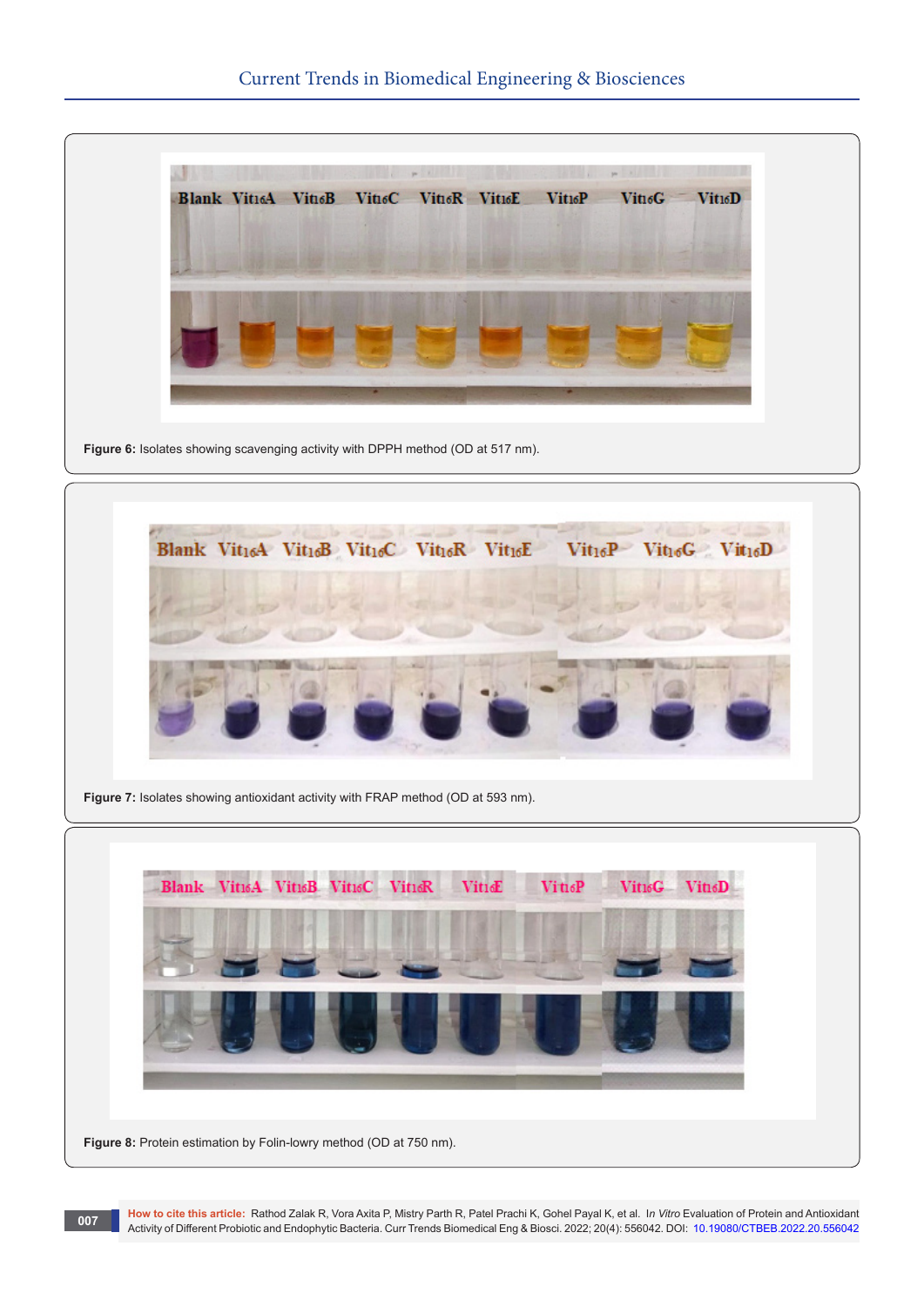**Figure 6:** Isolates showing scavenging activity with DPPH method (OD at 517 nm).

**Figure 7:** Isolates showing antioxidant activity with FRAP method (OD at 593 nm).

**Figure 8:** Protein estimation by Folin-lowry method (OD at 750 nm).

**How to cite this article:** Rathod Zalak R, Vora Axita P, Mistry Parth R, Patel Prachi K, Gohel Payal K, et al. *In Vitro* Evaluation of Protein and Antioxidant Activity of Different Probiotic and Endophytic Bacteria. Curr Trends Biomedical Eng & Biosci. 2022; 20(4): 556042. DOI: 10.19080/CTBEB.2022.20.556042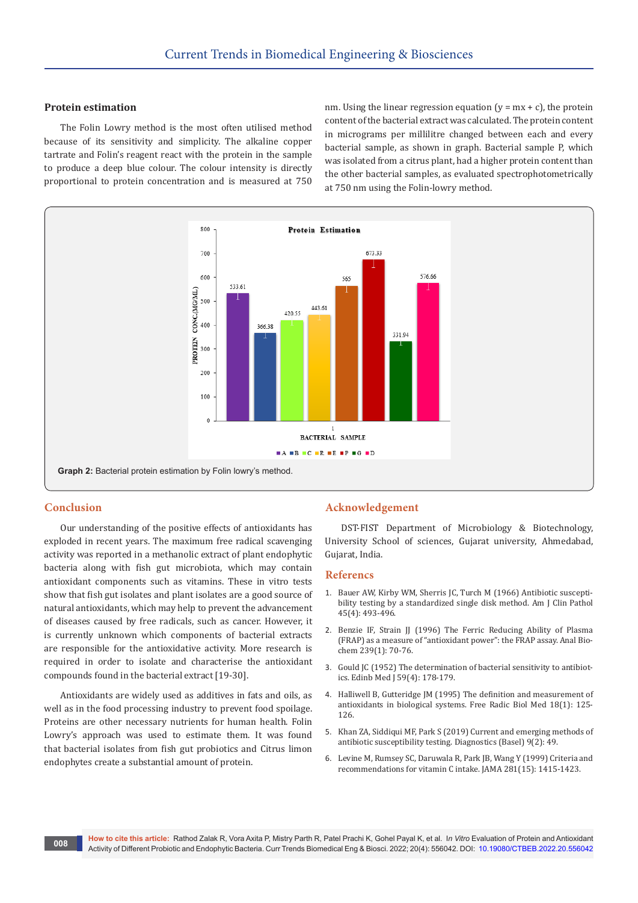### Protein estimation

The Folin Lowry method is the most often utilised method because of its sensitivity and simplicity. The alkaline copper tartrate and Folin's reagent react with the protein in the sample to produce a deep blue colour. The colour intensity is directly proportional to protein concentration and is measured at 750 nm. Using the linear regression equation ($y = mx + c$), the protein content of the bacterial extract was calculated. The protein content in micrograms per millilitre changed between each and every bacterial sample, as shown in graph. Bacterial sample P, which was isolated from a citrus plant, had a higher protein content than the other bacterial samples, as evaluated spectrophotometrically at 750 nm using the Folin-lowry method.

**Graph 2:** Bacterial protein estimation by Folin lowry's method.

## Conclusion

Our understanding of the positive effects of antioxidants has exploded in recent years. The maximum free radical scavenging activity was reported in a methanolic extract of plant endophytic bacteria along with fish gut microbiota, which may contain antioxidant components such as vitamins. These in vitro tests show that fish gut isolates and plant isolates are a good source of natural antioxidants, which may help to prevent the advancement of diseases caused by free radicals, such as cancer. However, it is currently unknown which components of bacterial extracts are responsible for the antioxidative activity. More research is required in order to isolate and characterise the antioxidant compounds found in the bacterial extract [19-30].

Antioxidants are widely used as additives in fats and oils, as well as in the food processing industry to prevent food spoilage. Proteins are other necessary nutrients for human health. Folin Lowry's approach was used to estimate them. It was found that bacterial isolates from fish gut probiotics and Citrus limon endophytes create a substantial amount of protein.

## Acknowledgement

DST-FIST Department of Microbiology & Biotechnology, University School of sciences, Gujarat university, Ahmedabad, Gujarat, India.

## References

1. Bauer AW, Kirby WM, Sherris JC, Turch M (1966) Antibiotic susceptibility testing by a standardized single disk method. Am J Clin Pathol 45(4): 493-496.
2. Benzie IF, Strain JJ (1996) The Ferric Reducing Ability of Plasma (FRAP) as a measure of "antioxidant power": the FRAP assay. Anal Biochem 239(1): 70-76.
3. Gould JC (1952) The determination of bacterial sensitivity to antibiotics. Edinb Med J 59(4): 178-179.
4. Halliwell B, Gutteridge JM (1995) The definition and measurement of antioxidants in biological systems. Free Radic Biol Med 18(1): 125-126.
5. Khan ZA, Siddiqui MF, Park S (2019) Current and emerging methods of antibiotic susceptibility testing. Diagnostics (Basel) 9(2): 49.
6. Levine M, Rumsey SC, Daruwala R, Park JB, Wang Y (1999) Criteria and recommendations for vitamin C intake. JAMA 281(15): 1415-1423.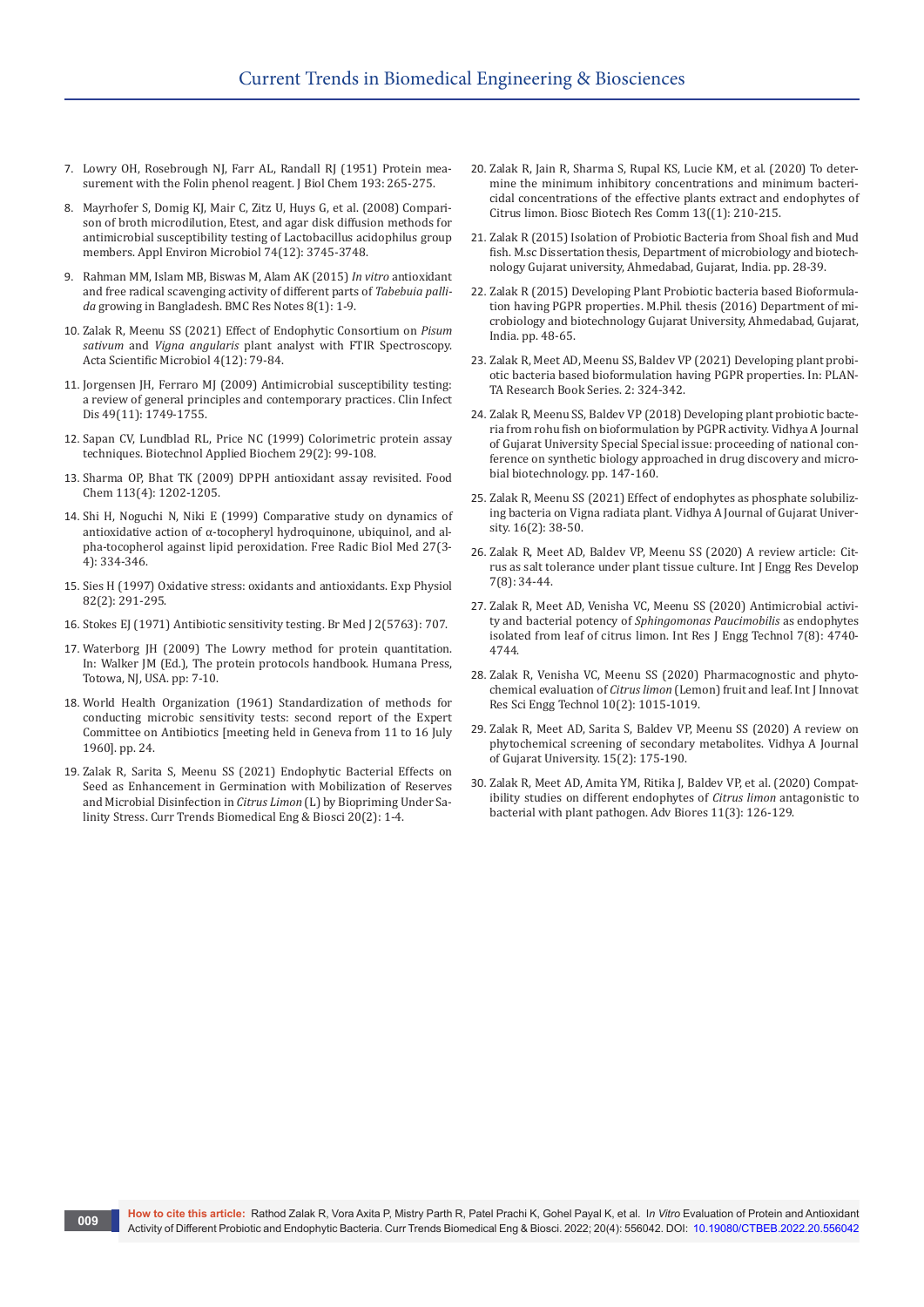7. Lowry OH, Rosebrough NJ, Farr AL, Randall RJ (1951) Protein measurement with the Folin phenol reagent. J Biol Chem 193: 265-275.

8. Mayrhofer S, Domig KJ, Mair C, Zitz U, Huys G, et al. (2008) Comparison of broth microdilution, Etest, and agar disk diffusion methods for antimicrobial susceptibility testing of Lactobacillus acidophilus group members. Appl Environ Microbiol 74(12): 3745-3748.

9. Rahman MM, Islam MB, Biswas M, Alam AK (2015) *In vitro* antioxidant and free radical scavenging activity of different parts of *Tabebuia pallida* growing in Bangladesh. BMC Res Notes 8(1): 1-9.

10. Zalak R, Meenu SS (2021) Effect of Endophytic Consortium on *Pisum sativum* and *Vigna angularis* plant analyst with FTIR Spectroscopy. Acta Scientific Microbiol 4(12): 79-84.

11. Jorgensen JH, Ferraro MJ (2009) Antimicrobial susceptibility testing: a review of general principles and contemporary practices. Clin Infect Dis 49(11): 1749-1755.

12. Sapan CV, Lundblad RL, Price NC (1999) Colorimetric protein assay techniques. Biotechnol Applied Biochem 29(2): 99-108.

13. Sharma OP, Bhat TK (2009) DPPH antioxidant assay revisited. Food Chem 113(4): 1202-1205.

14. Shi H, Noguchi N, Niki E (1999) Comparative study on dynamics of antioxidative action of α-tocopheryl hydroquinone, ubiquinol, and alpha-tocopherol against lipid peroxidation. Free Radic Biol Med 27(3-4): 334-346.

15. Sies H (1997) Oxidative stress: oxidants and antioxidants. Exp Physiol 82(2): 291-295.

16. Stokes EJ (1971) Antibiotic sensitivity testing. Br Med J 2(5763): 707.

17. Waterborg JH (2009) The Lowry method for protein quantitation. In: Walker JM (Ed.), The protein protocols handbook. Humana Press, Totowa, NJ, USA. pp: 7-10.

18. World Health Organization (1961) Standardization of methods for conducting microbic sensitivity tests: second report of the Expert Committee on Antibiotics [meeting held in Geneva from 11 to 16 July 1960]. pp. 24.

19. Zalak R, Sarita S, Meenu SS (2021) Endophytic Bacterial Effects on Seed as Enhancement in Germination with Mobilization of Reserves and Microbial Disinfection in *Citrus Limon* (L) by Biopriming Under Salinity Stress. Curr Trends Biomedical Eng & Biosci 20(2): 1-4.

20. Zalak R, Jain R, Sharma S, Rupal KS, Lucie KM, et al. (2020) To determine the minimum inhibitory concentrations and minimum bactericidal concentrations of the effective plants extract and endophytes of Citrus limon. Biosc Biotech Res Comm 13((1): 210-215.

21. Zalak R (2015) Isolation of Probiotic Bacteria from Shoal fish and Mud fish. M.sc Dissertation thesis, Department of microbiology and biotechnology Gujarat university, Ahmedabad, Gujarat, India. pp. 28-39.

22. Zalak R (2015) Developing Plant Probiotic bacteria based Bioformulation having PGPR properties. M.Phil. thesis (2016) Department of microbiology and biotechnology Gujarat University, Ahmedabad, Gujarat, India. pp. 48-65.

23. Zalak R, Meet AD, Meenu SS, Baldev VP (2021) Developing plant probiotic bacteria based bioformulation having PGPR properties. In: PLANTA Research Book Series. 2: 324-342.

24. Zalak R, Meenu SS, Baldev VP (2018) Developing plant probiotic bacteria from rohu fish on bioformulation by PGPR activity. Vidhya A Journal of Gujarat University Special Special issue: proceeding of national conference on synthetic biology approached in drug discovery and microbial biotechnology. pp. 147-160.

25. Zalak R, Meenu SS (2021) Effect of endophytes as phosphate solubilizing bacteria on Vigna radiata plant. Vidhya A Journal of Gujarat University. 16(2): 38-50.

26. Zalak R, Meet AD, Baldev VP, Meenu SS (2020) A review article: Citrus as salt tolerance under plant tissue culture. Int J Engg Res Develop 7(8): 34-44.

27. Zalak R, Meet AD, Venisha VC, Meenu SS (2020) Antimicrobial activity and bacterial potency of *Sphingomonas Paucimobilis* as endophytes isolated from leaf of citrus limon. Int Res J Engg Technol 7(8): 4740-4744.

28. Zalak R, Venisha VC, Meenu SS (2020) Pharmacognostic and phytochemical evaluation of *Citrus limon* (Lemon) fruit and leaf. Int J Innovat Res Sci Engg Technol 10(2): 1015-1019.

29. Zalak R, Meet AD, Sarita S, Baldev VP, Meenu SS (2020) A review on phytochemical screening of secondary metabolites. Vidhya A Journal of Gujarat University. 15(2): 175-190.

30. Zalak R, Meet AD, Amita YM, Ritika J, Baldev VP, et al. (2020) Compatibility studies on different endophytes of *Citrus limon* antagonistic to bacterial with plant pathogen. Adv Biores 11(3): 126-129.

**How to cite this article:** Rathod Zalak R, Vora Axita P, Mistry Parth R, Patel Prachi K, Gohel Payal K, et al. *In Vitro* Evaluation of Protein and Antioxidant Activity of Different Probiotic and Endophytic Bacteria. Curr Trends Biomedical Eng & Biosci. 2022; 20(4): 556042. DOI: 10.19080/CTBEB.2022.20.556042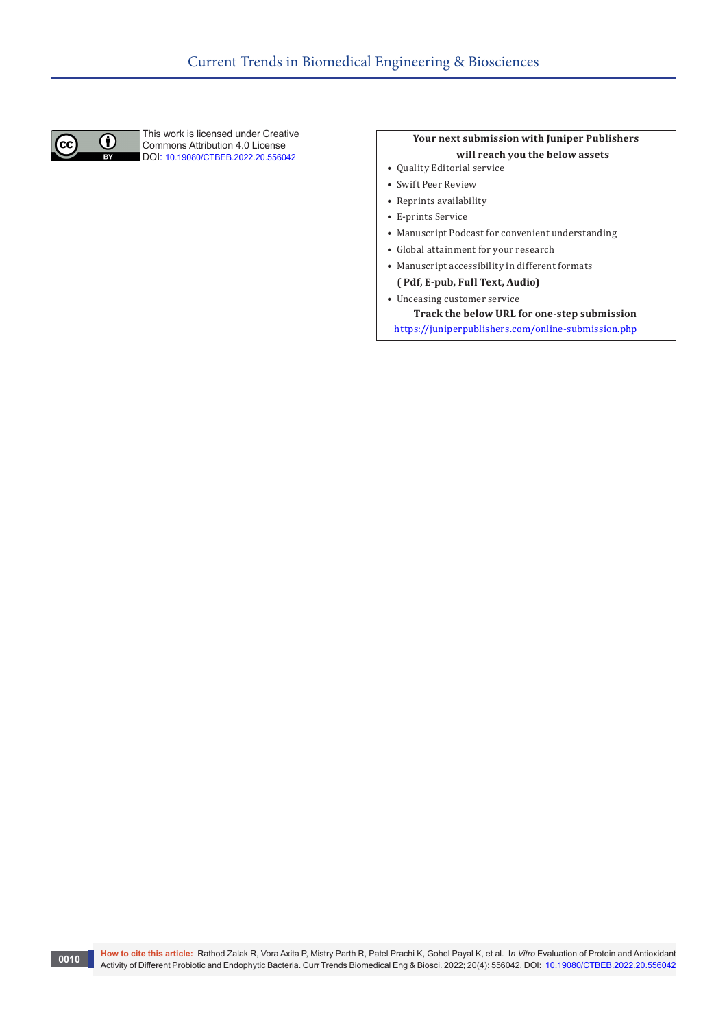This work is licensed under Creative Commons Attribution 4.0 License
DOI: 10.19080/CTBEB.2022.20.556042

**Your next submission with Juniper Publishers will reach you the below assets**

- Quality Editorial service
- Swift Peer Review
- Reprints availability
- E-prints Service
- Manuscript Podcast for convenient understanding
- Global attainment for your research
- Manuscript accessibility in different formats
  **( Pdf, E-pub, Full Text, Audio)**
- Unceasing customer service

**Track the below URL for one-step submission**
https://juniperpublishers.com/online-submission.php

**How to cite this article:** Rathod Zalak R, Vora Axita P, Mistry Parth R, Patel Prachi K, Gohel Payal K, et al. *In Vitro* Evaluation of Protein and Antioxidant Activity of Different Probiotic and Endophytic Bacteria. Curr Trends Biomedical Eng & Biosci. 2022; 20(4): 556042. DOI: 10.19080/CTBEB.2022.20.556042